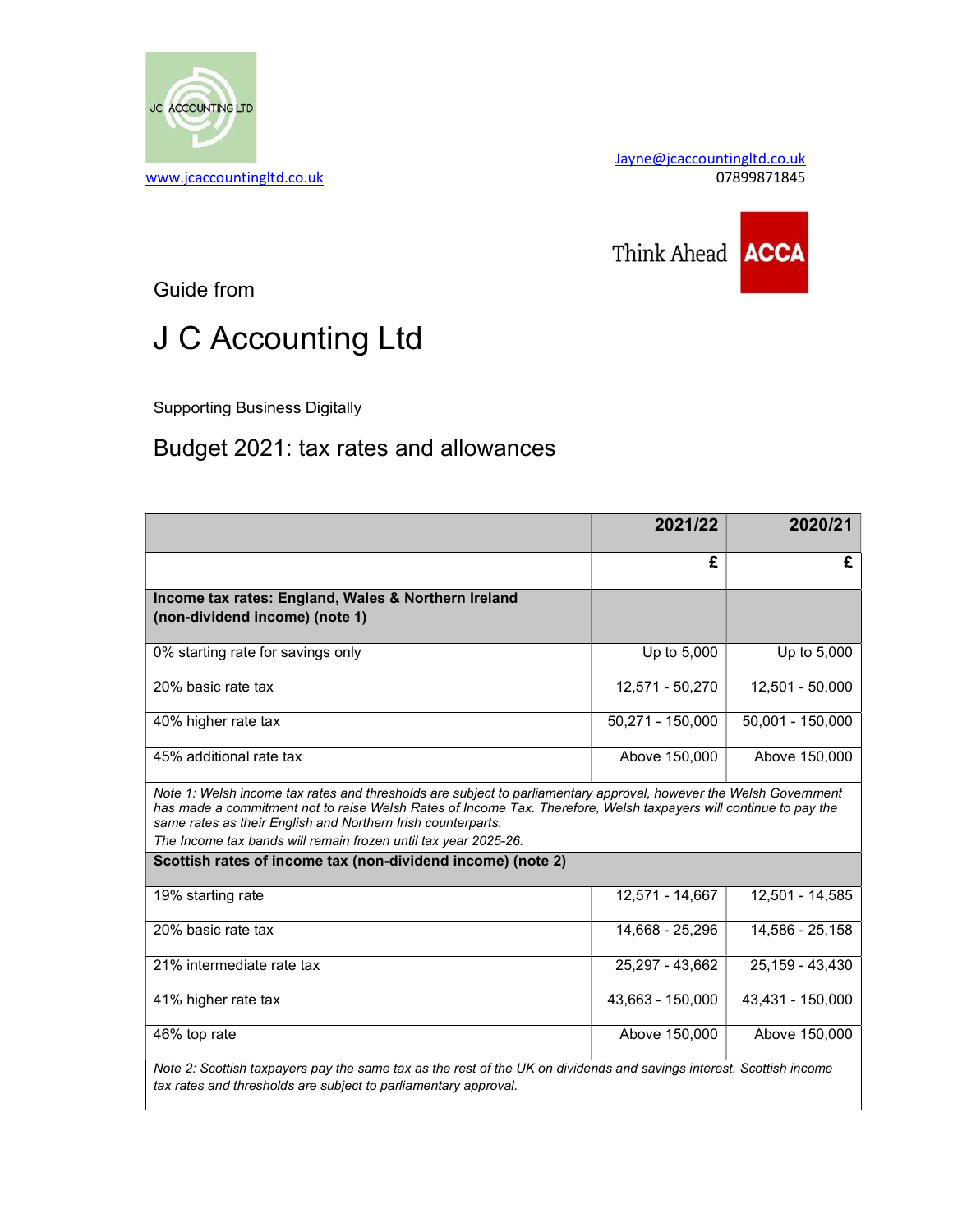JC ACCOUNTING LTD

www.jcaccountingltd.co.uk

Jayne@jcaccountingltd.co.uk
07899871845

Think Ahead ACCA

Guide from

# J C Accounting Ltd

Supporting Business Digitally

## Budget 2021: tax rates and allowances

| | 2021/22 | 2020/21 |
|---|---:|---:|
| | £ | £ |
| **Income tax rates: England, Wales & Northern Ireland (non-dividend income) (note 1)** | | |
| 0% starting rate for savings only | Up to 5,000 | Up to 5,000 |
| 20% basic rate tax | 12,571 - 50,270 | 12,501 - 50,000 |
| 40% higher rate tax | 50,271 - 150,000 | 50,001 - 150,000 |
| 45% additional rate tax | Above 150,000 | Above 150,000 |
| *Note 1: Welsh income tax rates and thresholds are subject to parliamentary approval, however the Welsh Government has made a commitment not to raise Welsh Rates of Income Tax. Therefore, Welsh taxpayers will continue to pay the same rates as their English and Northern Irish counterparts. The Income tax bands will remain frozen until tax year 2025-26.* | | |
| **Scottish rates of income tax (non-dividend income) (note 2)** | | |
| 19% starting rate | 12,571 - 14,667 | 12,501 - 14,585 |
| 20% basic rate tax | 14,668 - 25,296 | 14,586 - 25,158 |
| 21% intermediate rate tax | 25,297 - 43,662 | 25,159 - 43,430 |
| 41% higher rate tax | 43,663 - 150,000 | 43,431 - 150,000 |
| 46% top rate | Above 150,000 | Above 150,000 |
| *Note 2: Scottish taxpayers pay the same tax as the rest of the UK on dividends and savings interest. Scottish income tax rates and thresholds are subject to parliamentary approval.* | | |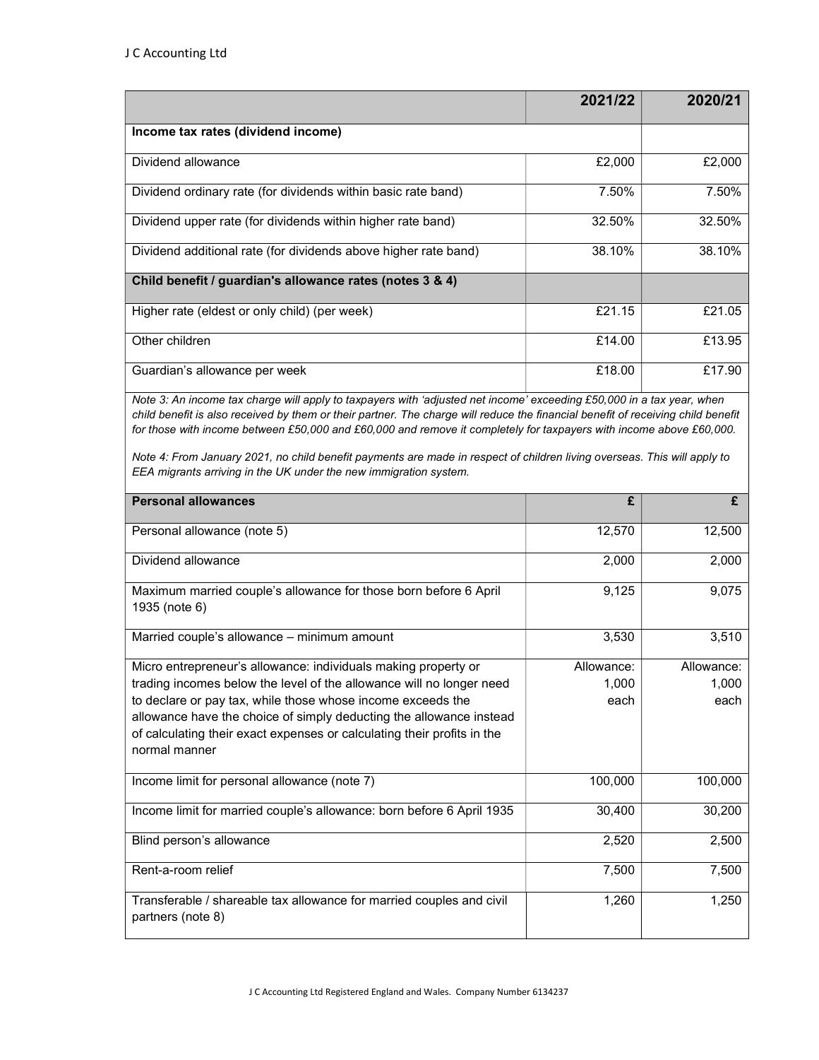| | 2021/22 | 2020/21 |
|---|---|---|
| **Income tax rates (dividend income)** | | |
| Dividend allowance | £2,000 | £2,000 |
| Dividend ordinary rate (for dividends within basic rate band) | 7.50% | 7.50% |
| Dividend upper rate (for dividends within higher rate band) | 32.50% | 32.50% |
| Dividend additional rate (for dividends above higher rate band) | 38.10% | 38.10% |
| **Child benefit / guardian's allowance rates (notes 3 & 4)** | | |
| Higher rate (eldest or only child) (per week) | £21.15 | £21.05 |
| Other children | £14.00 | £13.95 |
| Guardian's allowance per week | £18.00 | £17.90 |

*Note 3: An income tax charge will apply to taxpayers with 'adjusted net income' exceeding £50,000 in a tax year, when child benefit is also received by them or their partner. The charge will reduce the financial benefit of receiving child benefit for those with income between £50,000 and £60,000 and remove it completely for taxpayers with income above £60,000.*

*Note 4: From January 2021, no child benefit payments are made in respect of children living overseas. This will apply to EEA migrants arriving in the UK under the new immigration system.*

| **Personal allowances** | **£** | **£** |
|---|---|---|
| Personal allowance (note 5) | 12,570 | 12,500 |
| Dividend allowance | 2,000 | 2,000 |
| Maximum married couple's allowance for those born before 6 April 1935 (note 6) | 9,125 | 9,075 |
| Married couple's allowance – minimum amount | 3,530 | 3,510 |
| Micro entrepreneur's allowance: individuals making property or trading incomes below the level of the allowance will no longer need to declare or pay tax, while those whose income exceeds the allowance have the choice of simply deducting the allowance instead of calculating their exact expenses or calculating their profits in the normal manner | Allowance: 1,000 each | Allowance: 1,000 each |
| Income limit for personal allowance (note 7) | 100,000 | 100,000 |
| Income limit for married couple's allowance: born before 6 April 1935 | 30,400 | 30,200 |
| Blind person's allowance | 2,520 | 2,500 |
| Rent-a-room relief | 7,500 | 7,500 |
| Transferable / shareable tax allowance for married couples and civil partners (note 8) | 1,260 | 1,250 |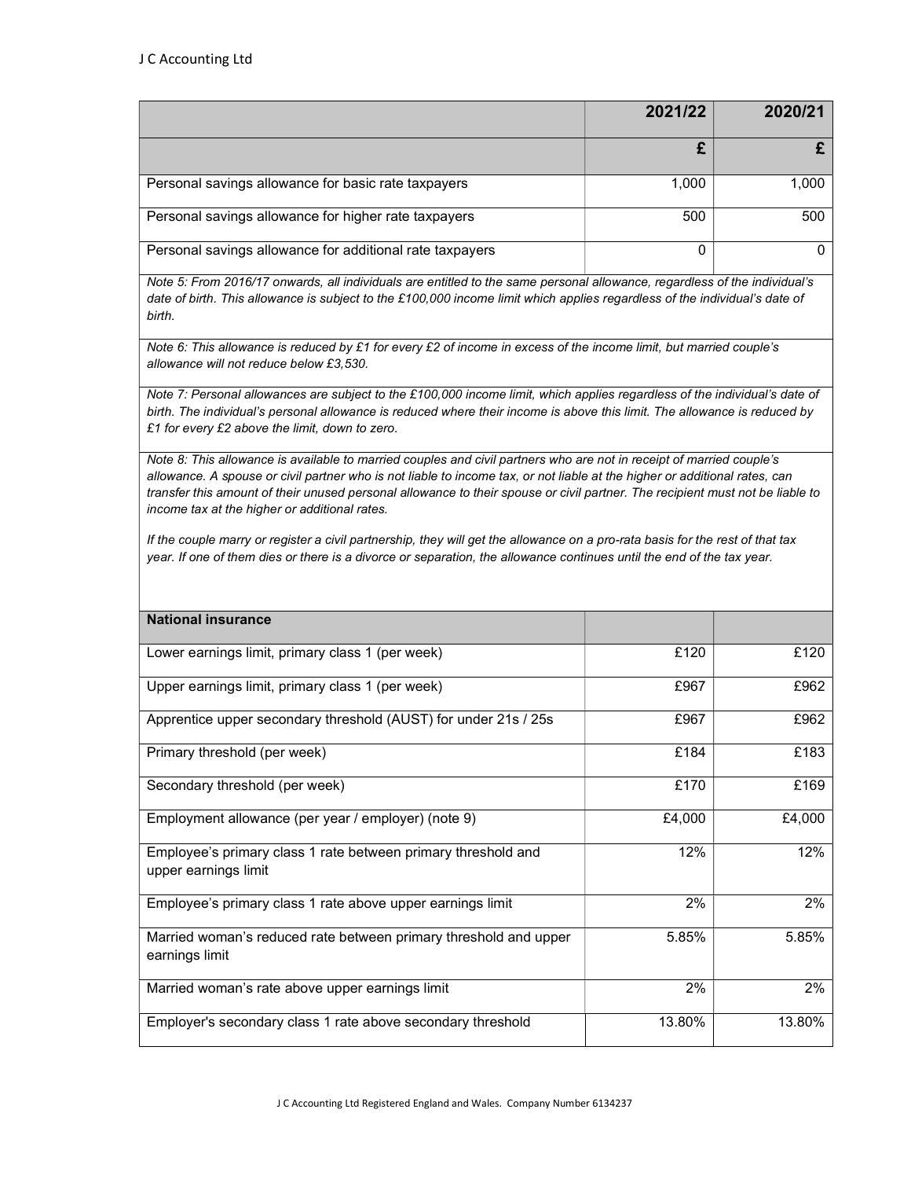| | 2021/22 | 2020/21 |
|---|---|---|
| | £ | £ |
| Personal savings allowance for basic rate taxpayers | 1,000 | 1,000 |
| Personal savings allowance for higher rate taxpayers | 500 | 500 |
| Personal savings allowance for additional rate taxpayers | 0 | 0 |

*Note 5: From 2016/17 onwards, all individuals are entitled to the same personal allowance, regardless of the individual's date of birth. This allowance is subject to the £100,000 income limit which applies regardless of the individual's date of birth.*

*Note 6: This allowance is reduced by £1 for every £2 of income in excess of the income limit, but married couple's allowance will not reduce below £3,530.*

*Note 7: Personal allowances are subject to the £100,000 income limit, which applies regardless of the individual's date of birth. The individual's personal allowance is reduced where their income is above this limit. The allowance is reduced by £1 for every £2 above the limit, down to zero.*

*Note 8: This allowance is available to married couples and civil partners who are not in receipt of married couple's allowance. A spouse or civil partner who is not liable to income tax, or not liable at the higher or additional rates, can transfer this amount of their unused personal allowance to their spouse or civil partner. The recipient must not be liable to income tax at the higher or additional rates.*

*If the couple marry or register a civil partnership, they will get the allowance on a pro-rata basis for the rest of that tax year. If one of them dies or there is a divorce or separation, the allowance continues until the end of the tax year.*

| National insurance | | |
|---|---|---|
| Lower earnings limit, primary class 1 (per week) | £120 | £120 |
| Upper earnings limit, primary class 1 (per week) | £967 | £962 |
| Apprentice upper secondary threshold (AUST) for under 21s / 25s | £967 | £962 |
| Primary threshold (per week) | £184 | £183 |
| Secondary threshold (per week) | £170 | £169 |
| Employment allowance (per year / employer) (note 9) | £4,000 | £4,000 |
| Employee's primary class 1 rate between primary threshold and upper earnings limit | 12% | 12% |
| Employee's primary class 1 rate above upper earnings limit | 2% | 2% |
| Married woman's reduced rate between primary threshold and upper earnings limit | 5.85% | 5.85% |
| Married woman's rate above upper earnings limit | 2% | 2% |
| Employer's secondary class 1 rate above secondary threshold | 13.80% | 13.80% |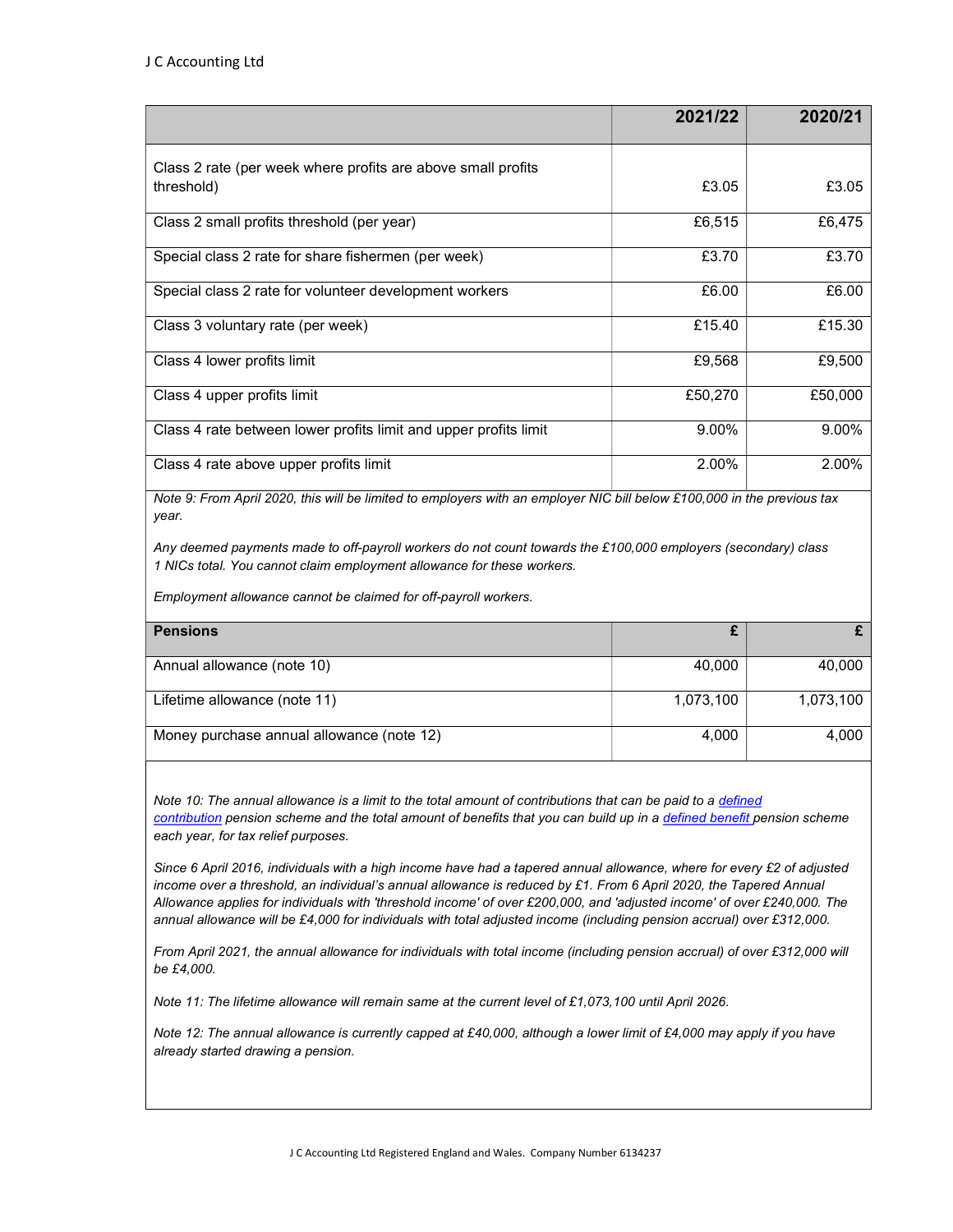| | 2021/22 | 2020/21 |
|---|---|---|
| Class 2 rate (per week where profits are above small profits threshold) | £3.05 | £3.05 |
| Class 2 small profits threshold (per year) | £6,515 | £6,475 |
| Special class 2 rate for share fishermen (per week) | £3.70 | £3.70 |
| Special class 2 rate for volunteer development workers | £6.00 | £6.00 |
| Class 3 voluntary rate (per week) | £15.40 | £15.30 |
| Class 4 lower profits limit | £9,568 | £9,500 |
| Class 4 upper profits limit | £50,270 | £50,000 |
| Class 4 rate between lower profits limit and upper profits limit | 9.00% | 9.00% |
| Class 4 rate above upper profits limit | 2.00% | 2.00% |

*Note 9: From April 2020, this will be limited to employers with an employer NIC bill below £100,000 in the previous tax year.*

*Any deemed payments made to off-payroll workers do not count towards the £100,000 employers (secondary) class 1 NICs total. You cannot claim employment allowance for these workers.*

*Employment allowance cannot be claimed for off-payroll workers.*

| Pensions | £ | £ |
|---|---|---|
| Annual allowance (note 10) | 40,000 | 40,000 |
| Lifetime allowance (note 11) | 1,073,100 | 1,073,100 |
| Money purchase annual allowance (note 12) | 4,000 | 4,000 |

*Note 10: The annual allowance is a limit to the total amount of contributions that can be paid to a defined contribution pension scheme and the total amount of benefits that you can build up in a defined benefit pension scheme each year, for tax relief purposes.*

*Since 6 April 2016, individuals with a high income have had a tapered annual allowance, where for every £2 of adjusted income over a threshold, an individual's annual allowance is reduced by £1. From 6 April 2020, the Tapered Annual Allowance applies for individuals with 'threshold income' of over £200,000, and 'adjusted income' of over £240,000. The annual allowance will be £4,000 for individuals with total adjusted income (including pension accrual) over £312,000.*

*From April 2021, the annual allowance for individuals with total income (including pension accrual) of over £312,000 will be £4,000.*

*Note 11: The lifetime allowance will remain same at the current level of £1,073,100 until April 2026.*

*Note 12: The annual allowance is currently capped at £40,000, although a lower limit of £4,000 may apply if you have already started drawing a pension.*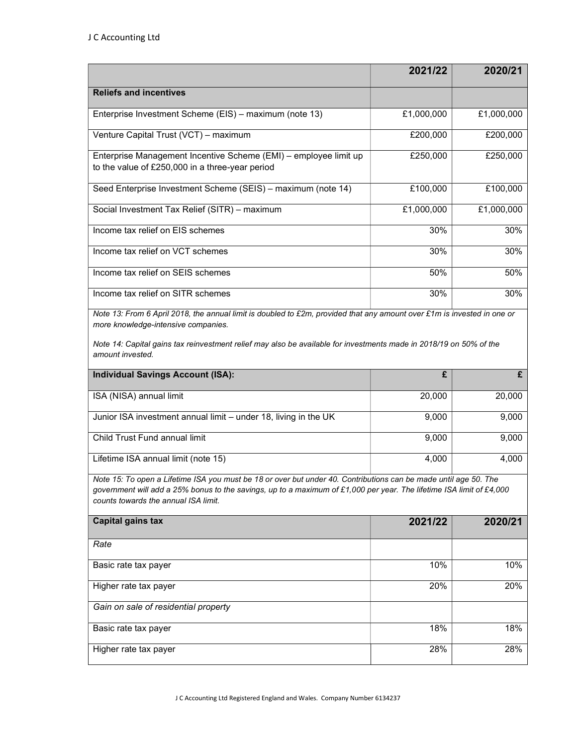| | 2021/22 | 2020/21 |
|---|---|---|
| **Reliefs and incentives** | | |
| Enterprise Investment Scheme (EIS) – maximum (note 13) | £1,000,000 | £1,000,000 |
| Venture Capital Trust (VCT) – maximum | £200,000 | £200,000 |
| Enterprise Management Incentive Scheme (EMI) – employee limit up to the value of £250,000 in a three-year period | £250,000 | £250,000 |
| Seed Enterprise Investment Scheme (SEIS) – maximum (note 14) | £100,000 | £100,000 |
| Social Investment Tax Relief (SITR) – maximum | £1,000,000 | £1,000,000 |
| Income tax relief on EIS schemes | 30% | 30% |
| Income tax relief on VCT schemes | 30% | 30% |
| Income tax relief on SEIS schemes | 50% | 50% |
| Income tax relief on SITR schemes | 30% | 30% |

*Note 13: From 6 April 2018, the annual limit is doubled to £2m, provided that any amount over £1m is invested in one or more knowledge-intensive companies.*

*Note 14: Capital gains tax reinvestment relief may also be available for investments made in 2018/19 on 50% of the amount invested.*

| **Individual Savings Account (ISA):** | £ | £ |
|---|---|---|
| ISA (NISA) annual limit | 20,000 | 20,000 |
| Junior ISA investment annual limit – under 18, living in the UK | 9,000 | 9,000 |
| Child Trust Fund annual limit | 9,000 | 9,000 |
| Lifetime ISA annual limit (note 15) | 4,000 | 4,000 |

*Note 15: To open a Lifetime ISA you must be 18 or over but under 40. Contributions can be made until age 50. The government will add a 25% bonus to the savings, up to a maximum of £1,000 per year. The lifetime ISA limit of £4,000 counts towards the annual ISA limit.*

| **Capital gains tax** | **2021/22** | **2020/21** |
|---|---|---|
| *Rate* | | |
| Basic rate tax payer | 10% | 10% |
| Higher rate tax payer | 20% | 20% |
| *Gain on sale of residential property* | | |
| Basic rate tax payer | 18% | 18% |
| Higher rate tax payer | 28% | 28% |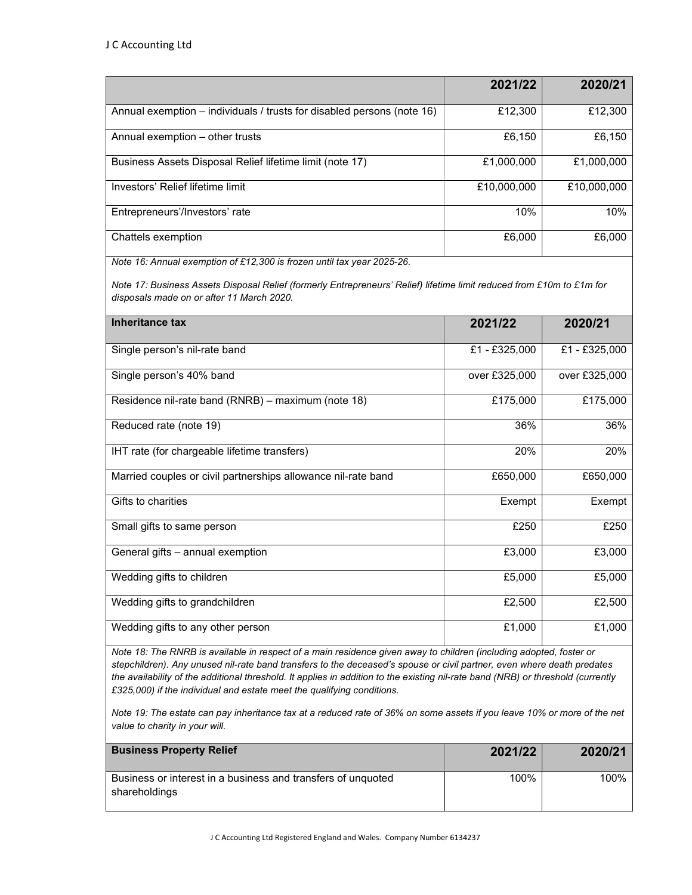| | 2021/22 | 2020/21 |
|---|---|---|
| Annual exemption – individuals / trusts for disabled persons (note 16) | £12,300 | £12,300 |
| Annual exemption – other trusts | £6,150 | £6,150 |
| Business Assets Disposal Relief lifetime limit (note 17) | £1,000,000 | £1,000,000 |
| Investors' Relief lifetime limit | £10,000,000 | £10,000,000 |
| Entrepreneurs'/Investors' rate | 10% | 10% |
| Chattels exemption | £6,000 | £6,000 |

*Note 16: Annual exemption of £12,300 is frozen until tax year 2025-26.*

*Note 17: Business Assets Disposal Relief (formerly Entrepreneurs' Relief) lifetime limit reduced from £10m to £1m for disposals made on or after 11 March 2020.*

| Inheritance tax | 2021/22 | 2020/21 |
|---|---|---|
| Single person's nil-rate band | £1 - £325,000 | £1 - £325,000 |
| Single person's 40% band | over £325,000 | over £325,000 |
| Residence nil-rate band (RNRB) – maximum (note 18) | £175,000 | £175,000 |
| Reduced rate (note 19) | 36% | 36% |
| IHT rate (for chargeable lifetime transfers) | 20% | 20% |
| Married couples or civil partnerships allowance nil-rate band | £650,000 | £650,000 |
| Gifts to charities | Exempt | Exempt |
| Small gifts to same person | £250 | £250 |
| General gifts – annual exemption | £3,000 | £3,000 |
| Wedding gifts to children | £5,000 | £5,000 |
| Wedding gifts to grandchildren | £2,500 | £2,500 |
| Wedding gifts to any other person | £1,000 | £1,000 |

*Note 18: The RNRB is available in respect of a main residence given away to children (including adopted, foster or stepchildren). Any unused nil-rate band transfers to the deceased's spouse or civil partner, even where death predates the availability of the additional threshold. It applies in addition to the existing nil-rate band (NRB) or threshold (currently £325,000) if the individual and estate meet the qualifying conditions.*

*Note 19: The estate can pay inheritance tax at a reduced rate of 36% on some assets if you leave 10% or more of the net value to charity in your will.*

| Business Property Relief | 2021/22 | 2020/21 |
|---|---|---|
| Business or interest in a business and transfers of unquoted shareholdings | 100% | 100% |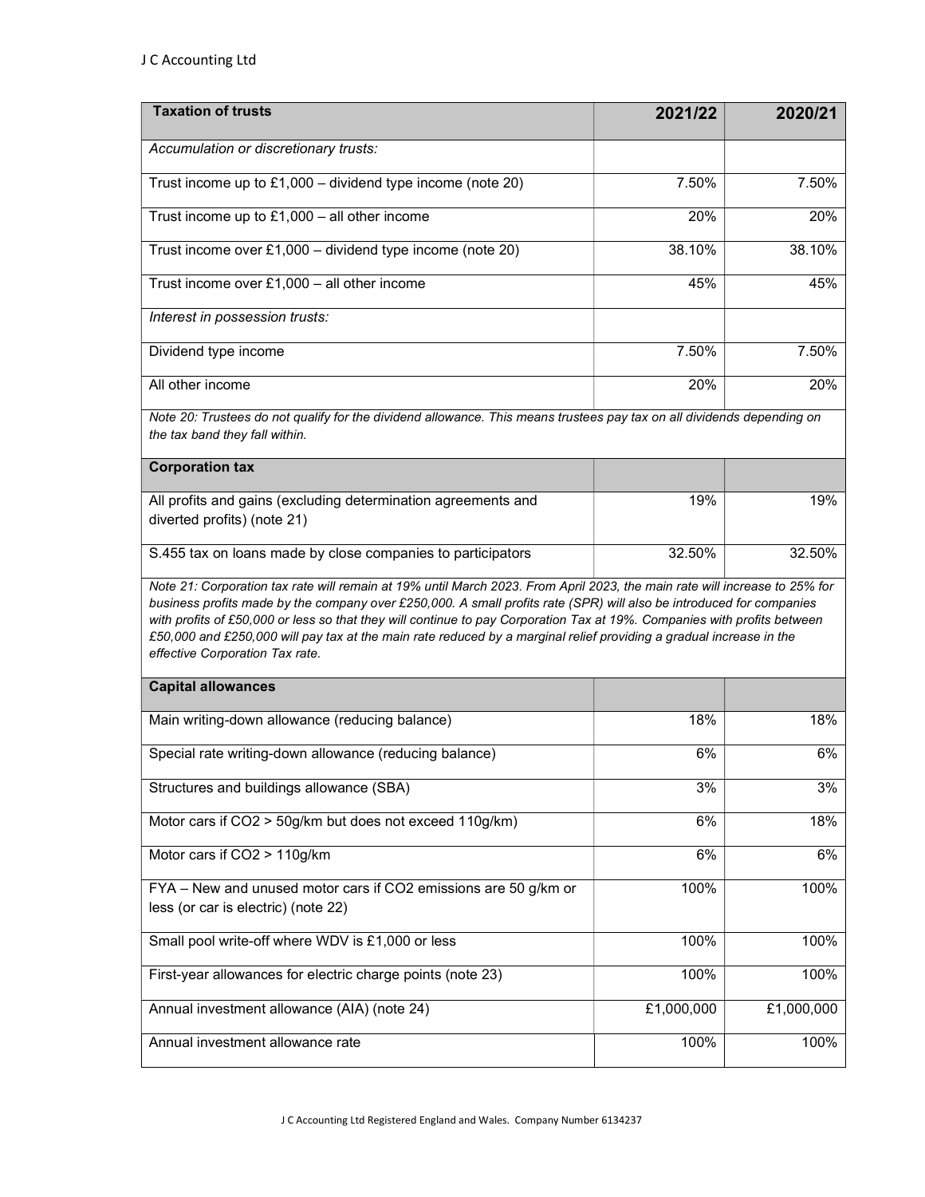| Taxation of trusts | 2021/22 | 2020/21 |
|---|---|---|
| *Accumulation or discretionary trusts:* | | |
| Trust income up to £1,000 – dividend type income (note 20) | 7.50% | 7.50% |
| Trust income up to £1,000 – all other income | 20% | 20% |
| Trust income over £1,000 – dividend type income (note 20) | 38.10% | 38.10% |
| Trust income over £1,000 – all other income | 45% | 45% |
| *Interest in possession trusts:* | | |
| Dividend type income | 7.50% | 7.50% |
| All other income | 20% | 20% |

*Note 20: Trustees do not qualify for the dividend allowance. This means trustees pay tax on all dividends depending on the tax band they fall within.*

| Corporation tax | | |
|---|---|---|
| All profits and gains (excluding determination agreements and diverted profits) (note 21) | 19% | 19% |
| S.455 tax on loans made by close companies to participators | 32.50% | 32.50% |

*Note 21: Corporation tax rate will remain at 19% until March 2023. From April 2023, the main rate will increase to 25% for business profits made by the company over £250,000. A small profits rate (SPR) will also be introduced for companies with profits of £50,000 or less so that they will continue to pay Corporation Tax at 19%. Companies with profits between £50,000 and £250,000 will pay tax at the main rate reduced by a marginal relief providing a gradual increase in the effective Corporation Tax rate.*

| Capital allowances | | |
|---|---|---|
| Main writing-down allowance (reducing balance) | 18% | 18% |
| Special rate writing-down allowance (reducing balance) | 6% | 6% |
| Structures and buildings allowance (SBA) | 3% | 3% |
| Motor cars if $CO_2$ > 50g/km but does not exceed 110g/km) | 6% | 18% |
| Motor cars if $CO_2$ > 110g/km | 6% | 6% |
| FYA – New and unused motor cars if $CO_2$ emissions are 50 g/km or less (or car is electric) (note 22) | 100% | 100% |
| Small pool write-off where WDV is £1,000 or less | 100% | 100% |
| First-year allowances for electric charge points (note 23) | 100% | 100% |
| Annual investment allowance (AIA) (note 24) | £1,000,000 | £1,000,000 |
| Annual investment allowance rate | 100% | 100% |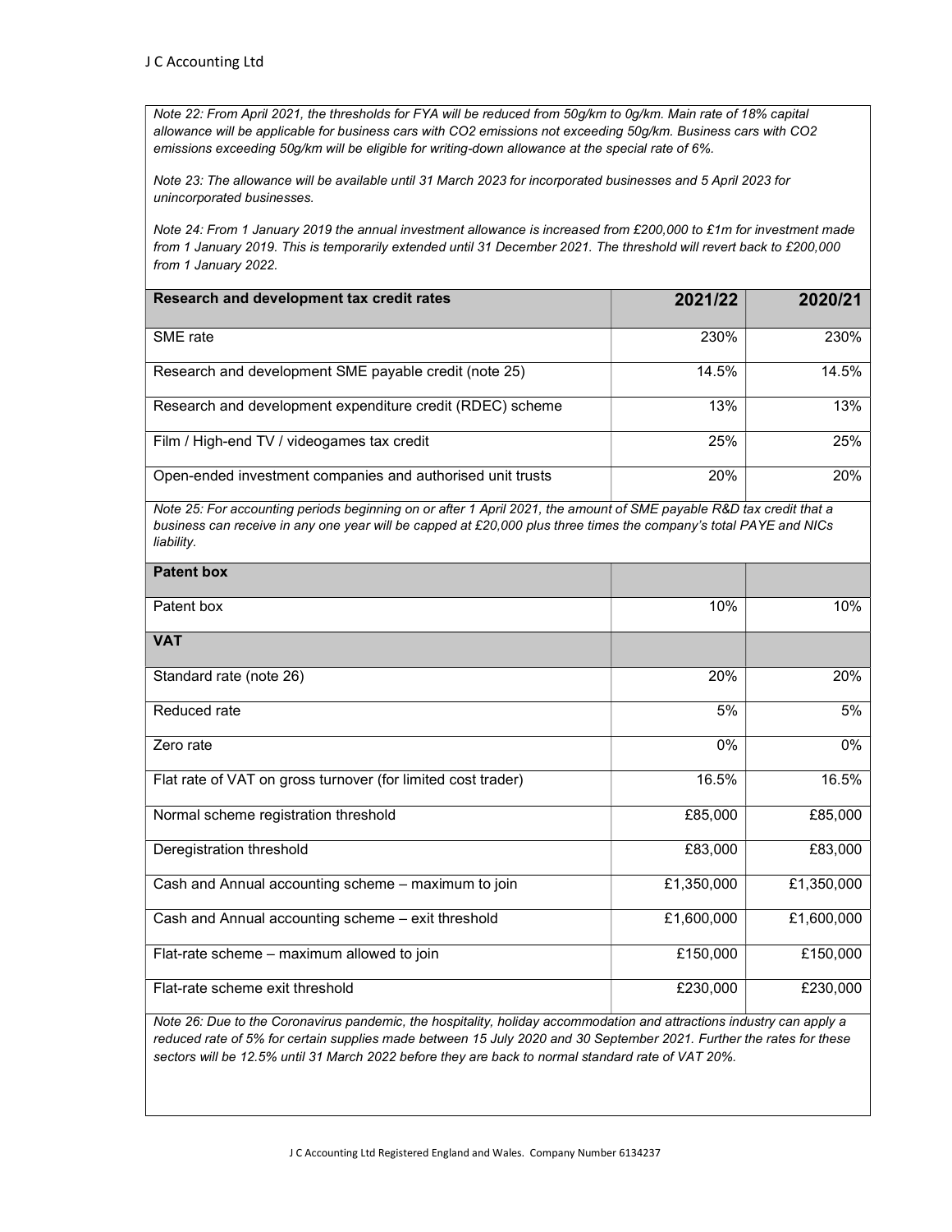*Note 22: From April 2021, the thresholds for FYA will be reduced from 50g/km to 0g/km. Main rate of 18% capital allowance will be applicable for business cars with $CO_2$ emissions not exceeding 50g/km. Business cars with $CO_2$ emissions exceeding 50g/km will be eligible for writing-down allowance at the special rate of 6%.*

*Note 23: The allowance will be available until 31 March 2023 for incorporated businesses and 5 April 2023 for unincorporated businesses.*

*Note 24: From 1 January 2019 the annual investment allowance is increased from £200,000 to £1m for investment made from 1 January 2019. This is temporarily extended until 31 December 2021. The threshold will revert back to £200,000 from 1 January 2022.*

| Research and development tax credit rates | 2021/22 | 2020/21 |
|---|---|---|
| SME rate | 230% | 230% |
| Research and development SME payable credit (note 25) | 14.5% | 14.5% |
| Research and development expenditure credit (RDEC) scheme | 13% | 13% |
| Film / High-end TV / videogames tax credit | 25% | 25% |
| Open-ended investment companies and authorised unit trusts | 20% | 20% |

*Note 25: For accounting periods beginning on or after 1 April 2021, the amount of SME payable R&D tax credit that a business can receive in any one year will be capped at £20,000 plus three times the company's total PAYE and NICs liability.*

| Patent box | | |
|---|---|---|
| Patent box | 10% | 10% |

| VAT | | |
|---|---|---|
| Standard rate (note 26) | 20% | 20% |
| Reduced rate | 5% | 5% |
| Zero rate | 0% | 0% |
| Flat rate of VAT on gross turnover (for limited cost trader) | 16.5% | 16.5% |
| Normal scheme registration threshold | £85,000 | £85,000 |
| Deregistration threshold | £83,000 | £83,000 |
| Cash and Annual accounting scheme – maximum to join | £1,350,000 | £1,350,000 |
| Cash and Annual accounting scheme – exit threshold | £1,600,000 | £1,600,000 |
| Flat-rate scheme – maximum allowed to join | £150,000 | £150,000 |
| Flat-rate scheme exit threshold | £230,000 | £230,000 |

*Note 26: Due to the Coronavirus pandemic, the hospitality, holiday accommodation and attractions industry can apply a reduced rate of 5% for certain supplies made between 15 July 2020 and 30 September 2021. Further the rates for these sectors will be 12.5% until 31 March 2022 before they are back to normal standard rate of VAT 20%.*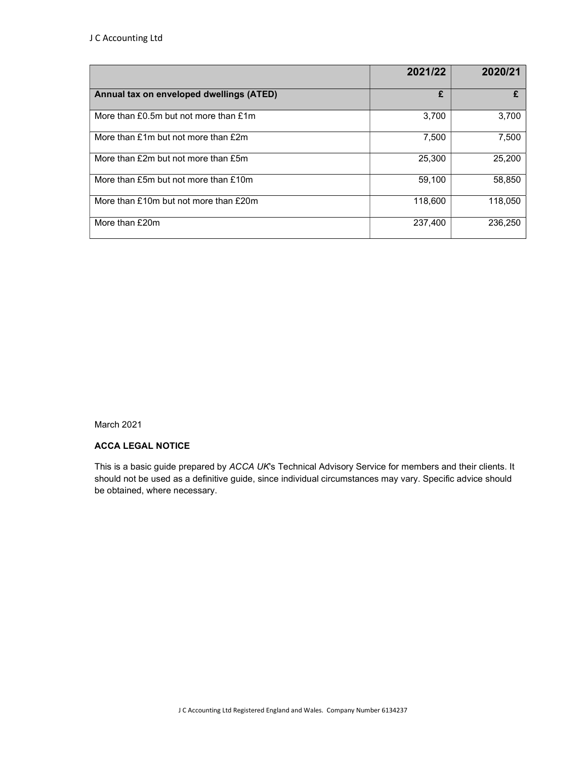| | 2021/22 | 2020/21 |
|---|---|---|
| **Annual tax on enveloped dwellings (ATED)** | **£** | **£** |
| More than £0.5m but not more than £1m | 3,700 | 3,700 |
| More than £1m but not more than £2m | 7,500 | 7,500 |
| More than £2m but not more than £5m | 25,300 | 25,200 |
| More than £5m but not more than £10m | 59,100 | 58,850 |
| More than £10m but not more than £20m | 118,600 | 118,050 |
| More than £20m | 237,400 | 236,250 |

March 2021

**ACCA LEGAL NOTICE**

This is a basic guide prepared by *ACCA UK*'s Technical Advisory Service for members and their clients. It should not be used as a definitive guide, since individual circumstances may vary. Specific advice should be obtained, where necessary.